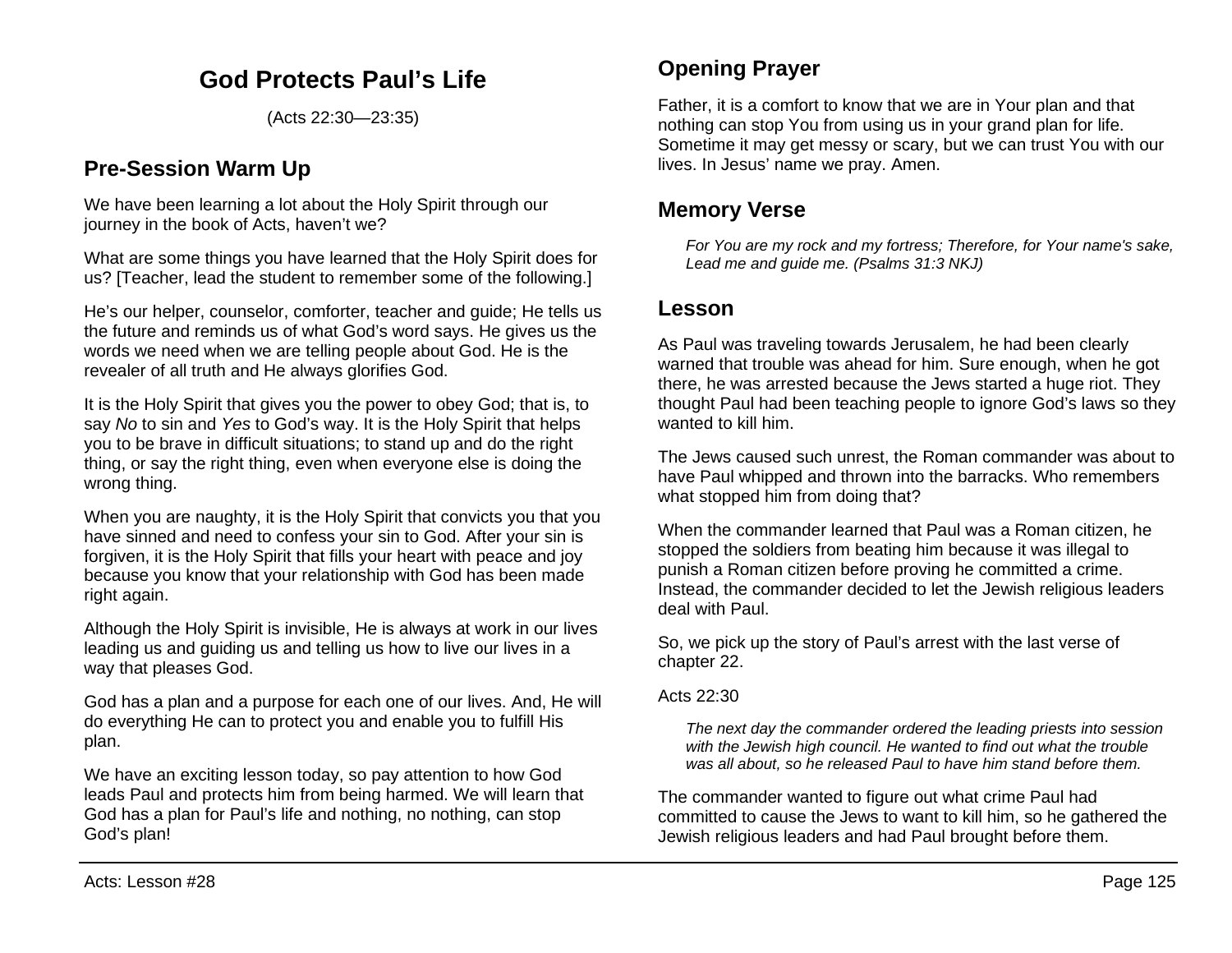# God Protects Paul's Life

(Acts 22:30—23:35)

## Pre-Session Warm Up

We have been learning a lot about the Holy Spirit through our journey in the book of Acts, haven't we?

What are some things you have learned that the Holy Spirit does for us? [Teacher, lead the student to remember some of the following.]

He's our helper, counselor, comforter, teacher and guide; He tells us the future and reminds us of what God's word says. He gives us the words we need when we are telling people about God. He is the revealer of all truth and He always glorifies God.

It is the Holy Spirit that gives you the power to obey God; that is, to say *No* to sin and *Yes* to God's way. It is the Holy Spirit that helps you to be brave in difficult situations; to stand up and do the right thing, or say the right thing, even when everyone else is doing the wrong thing.

When you are naughty, it is the Holy Spirit that convicts you that you have sinned and need to confess your sin to God. After your sin is forgiven, it is the Holy Spirit that fills your heart with peace and joy because you know that your relationship with God has been made right again.

Although the Holy Spirit is invisible, He is always at work in our lives leading us and guiding us and telling us how to live our lives in a way that pleases God.

God has a plan and a purpose for each one of our lives. And, He will do everything He can to protect you and enable you to fulfill His plan.

We have an exciting lesson today, so pay attention to how God leads Paul and protects him from being harmed. We will learn that God has a plan for Paul's life and nothing, no nothing, can stop God's plan!

## Opening Prayer

Father, it is a comfort to know that we are in Your plan and that nothing can stop You from using us in your grand plan for life. Sometime it may get messy or scary, but we can trust You with our lives. In Jesus' name we pray. Amen.

## Memory Verse

> *For You are my rock and my fortress; Therefore, for Your name's sake, Lead me and guide me. (Psalms 31:3 NKJ)*

## Lesson

As Paul was traveling towards Jerusalem, he had been clearly warned that trouble was ahead for him. Sure enough, when he got there, he was arrested because the Jews started a huge riot. They thought Paul had been teaching people to ignore God's laws so they wanted to kill him.

The Jews caused such unrest, the Roman commander was about to have Paul whipped and thrown into the barracks. Who remembers what stopped him from doing that?

When the commander learned that Paul was a Roman citizen, he stopped the soldiers from beating him because it was illegal to punish a Roman citizen before proving he committed a crime. Instead, the commander decided to let the Jewish religious leaders deal with Paul.

So, we pick up the story of Paul's arrest with the last verse of chapter 22.

Acts 22:30

> *The next day the commander ordered the leading priests into session with the Jewish high council. He wanted to find out what the trouble was all about, so he released Paul to have him stand before them.*

The commander wanted to figure out what crime Paul had committed to cause the Jews to want to kill him, so he gathered the Jewish religious leaders and had Paul brought before them.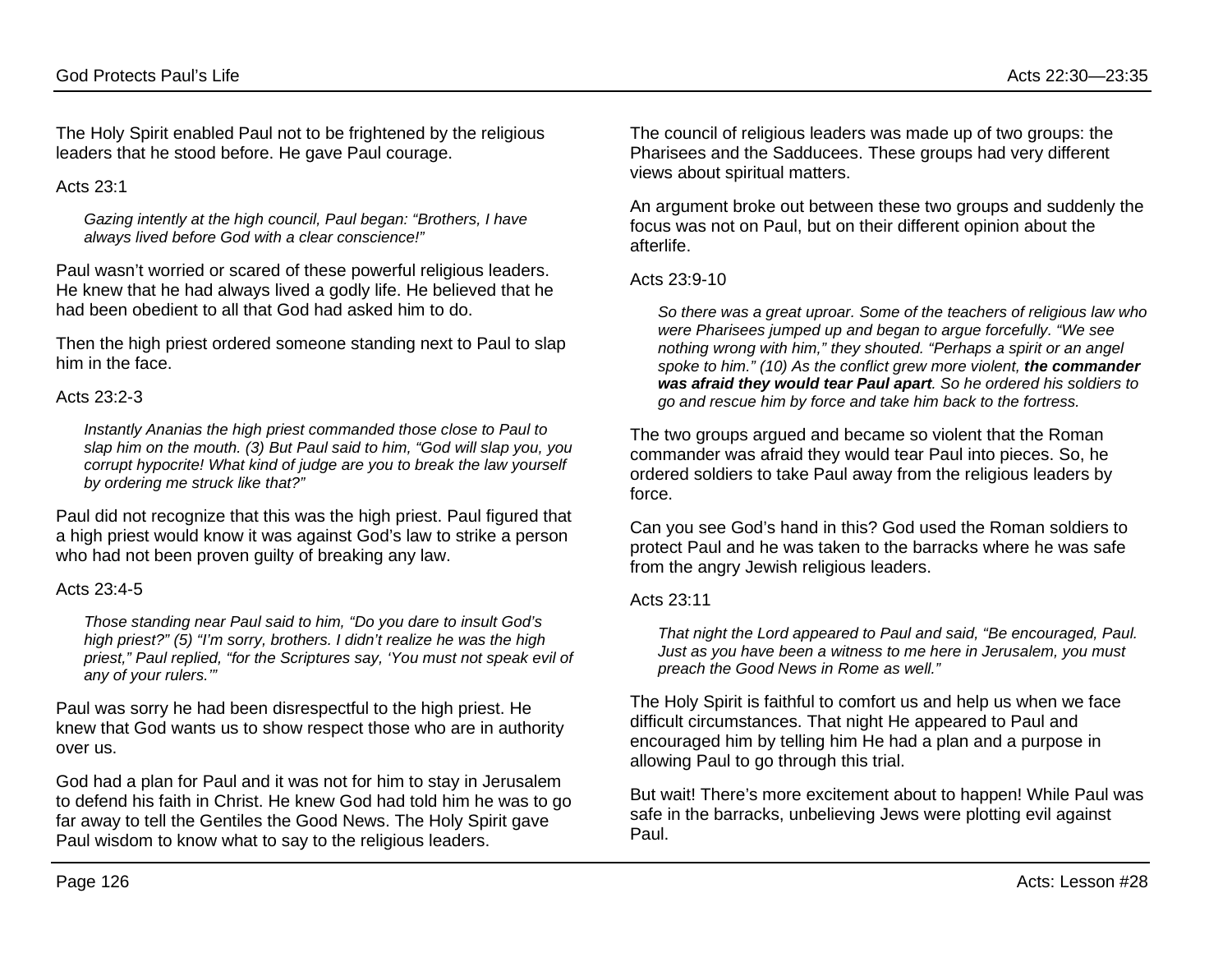The Holy Spirit enabled Paul not to be frightened by the religious leaders that he stood before. He gave Paul courage.

Acts 23:1

> *Gazing intently at the high council, Paul began: "Brothers, I have always lived before God with a clear conscience!"*

Paul wasn't worried or scared of these powerful religious leaders. He knew that he had always lived a godly life. He believed that he had been obedient to all that God had asked him to do.

Then the high priest ordered someone standing next to Paul to slap him in the face.

Acts 23:2-3

> *Instantly Ananias the high priest commanded those close to Paul to slap him on the mouth. (3) But Paul said to him, "God will slap you, you corrupt hypocrite! What kind of judge are you to break the law yourself by ordering me struck like that?"*

Paul did not recognize that this was the high priest. Paul figured that a high priest would know it was against God's law to strike a person who had not been proven guilty of breaking any law.

Acts 23:4-5

> *Those standing near Paul said to him, "Do you dare to insult God's high priest?" (5) "I'm sorry, brothers. I didn't realize he was the high priest," Paul replied, "for the Scriptures say, 'You must not speak evil of any of your rulers.'"*

Paul was sorry he had been disrespectful to the high priest. He knew that God wants us to show respect those who are in authority over us.

God had a plan for Paul and it was not for him to stay in Jerusalem to defend his faith in Christ. He knew God had told him he was to go far away to tell the Gentiles the Good News. The Holy Spirit gave Paul wisdom to know what to say to the religious leaders.

The council of religious leaders was made up of two groups: the Pharisees and the Sadducees. These groups had very different views about spiritual matters.

An argument broke out between these two groups and suddenly the focus was not on Paul, but on their different opinion about the afterlife.

Acts 23:9-10

> *So there was a great uproar. Some of the teachers of religious law who were Pharisees jumped up and began to argue forcefully. "We see nothing wrong with him," they shouted. "Perhaps a spirit or an angel spoke to him." (10) As the conflict grew more violent, **the commander was afraid they would tear Paul apart**. So he ordered his soldiers to go and rescue him by force and take him back to the fortress.*

The two groups argued and became so violent that the Roman commander was afraid they would tear Paul into pieces. So, he ordered soldiers to take Paul away from the religious leaders by force.

Can you see God's hand in this? God used the Roman soldiers to protect Paul and he was taken to the barracks where he was safe from the angry Jewish religious leaders.

Acts 23:11

> *That night the Lord appeared to Paul and said, "Be encouraged, Paul. Just as you have been a witness to me here in Jerusalem, you must preach the Good News in Rome as well."*

The Holy Spirit is faithful to comfort us and help us when we face difficult circumstances. That night He appeared to Paul and encouraged him by telling him He had a plan and a purpose in allowing Paul to go through this trial.

But wait! There's more excitement about to happen! While Paul was safe in the barracks, unbelieving Jews were plotting evil against Paul.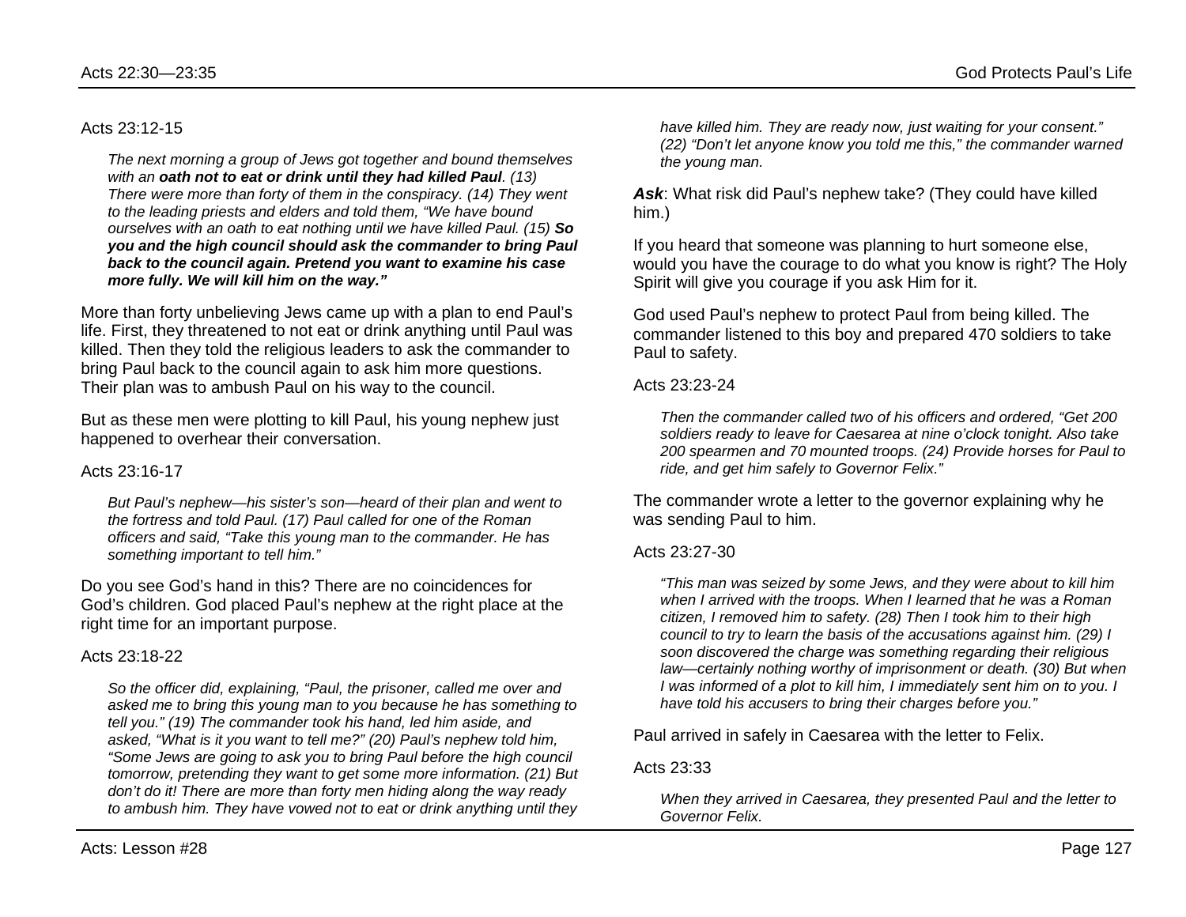Acts 23:12-15

> *The next morning a group of Jews got together and bound themselves with an **oath not to eat or drink until they had killed Paul**. (13) There were more than forty of them in the conspiracy. (14) They went to the leading priests and elders and told them, "We have bound ourselves with an oath to eat nothing until we have killed Paul. (15) **So you and the high council should ask the commander to bring Paul back to the council again. Pretend you want to examine his case more fully. We will kill him on the way."***

More than forty unbelieving Jews came up with a plan to end Paul's life. First, they threatened to not eat or drink anything until Paul was killed. Then they told the religious leaders to ask the commander to bring Paul back to the council again to ask him more questions. Their plan was to ambush Paul on his way to the council.

But as these men were plotting to kill Paul, his young nephew just happened to overhear their conversation.

Acts 23:16-17

> *But Paul's nephew—his sister's son—heard of their plan and went to the fortress and told Paul. (17) Paul called for one of the Roman officers and said, "Take this young man to the commander. He has something important to tell him."*

Do you see God's hand in this? There are no coincidences for God's children. God placed Paul's nephew at the right place at the right time for an important purpose.

Acts 23:18-22

> *So the officer did, explaining, "Paul, the prisoner, called me over and asked me to bring this young man to you because he has something to tell you." (19) The commander took his hand, led him aside, and asked, "What is it you want to tell me?" (20) Paul's nephew told him, "Some Jews are going to ask you to bring Paul before the high council tomorrow, pretending they want to get some more information. (21) But don't do it! There are more than forty men hiding along the way ready to ambush him. They have vowed not to eat or drink anything until they have killed him. They are ready now, just waiting for your consent." (22) "Don't let anyone know you told me this," the commander warned the young man.*

***Ask***: What risk did Paul's nephew take? (They could have killed him.)

If you heard that someone was planning to hurt someone else, would you have the courage to do what you know is right? The Holy Spirit will give you courage if you ask Him for it.

God used Paul's nephew to protect Paul from being killed. The commander listened to this boy and prepared 470 soldiers to take Paul to safety.

Acts 23:23-24

> *Then the commander called two of his officers and ordered, "Get 200 soldiers ready to leave for Caesarea at nine o'clock tonight. Also take 200 spearmen and 70 mounted troops. (24) Provide horses for Paul to ride, and get him safely to Governor Felix."*

The commander wrote a letter to the governor explaining why he was sending Paul to him.

Acts 23:27-30

> *"This man was seized by some Jews, and they were about to kill him when I arrived with the troops. When I learned that he was a Roman citizen, I removed him to safety. (28) Then I took him to their high council to try to learn the basis of the accusations against him. (29) I soon discovered the charge was something regarding their religious law—certainly nothing worthy of imprisonment or death. (30) But when I was informed of a plot to kill him, I immediately sent him on to you. I have told his accusers to bring their charges before you."*

Paul arrived in safely in Caesarea with the letter to Felix.

Acts 23:33

> *When they arrived in Caesarea, they presented Paul and the letter to Governor Felix.*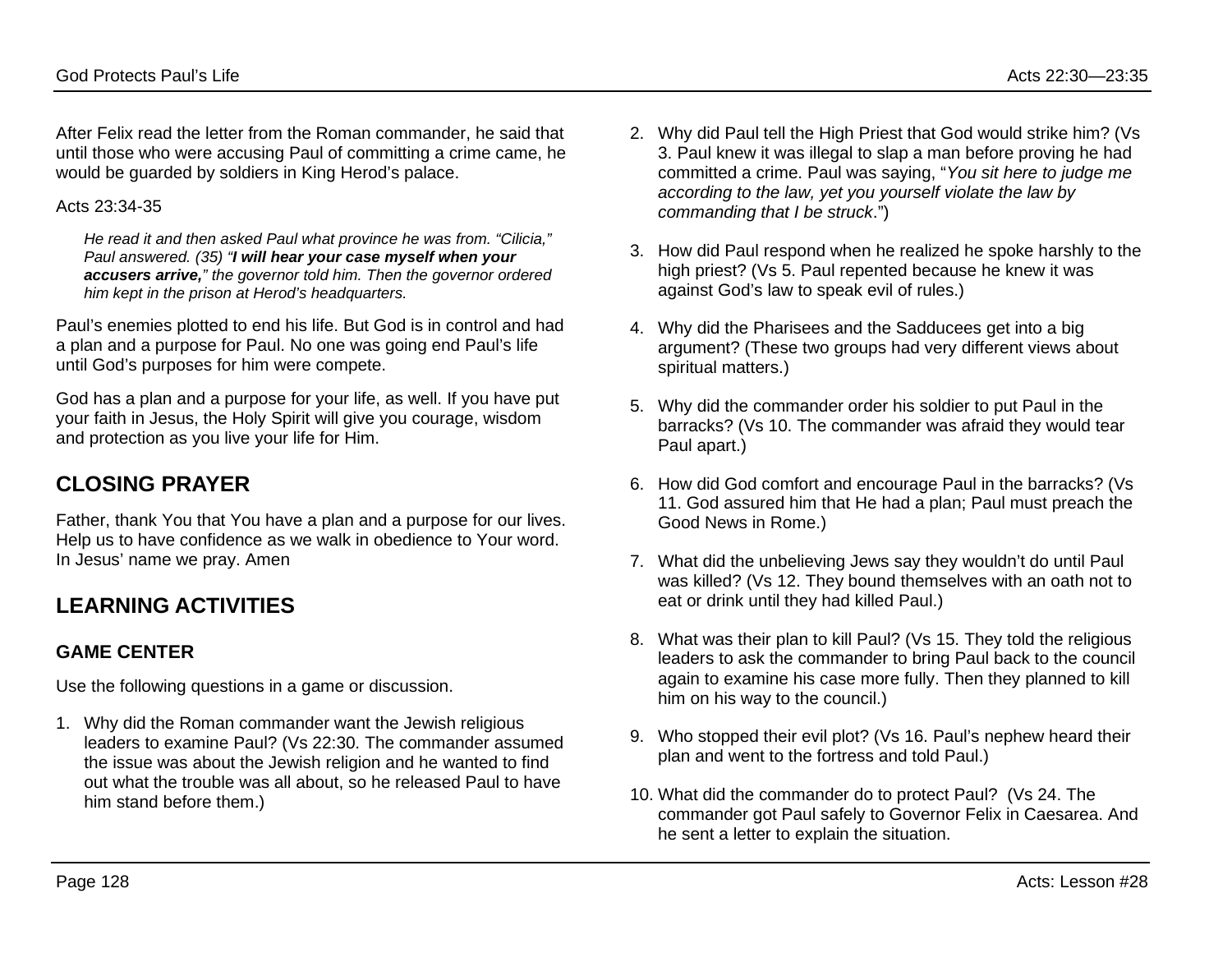After Felix read the letter from the Roman commander, he said that until those who were accusing Paul of committing a crime came, he would be guarded by soldiers in King Herod's palace.

Acts 23:34-35

> *He read it and then asked Paul what province he was from. "Cilicia," Paul answered. (35) "**I will hear your case myself when your accusers arrive,**" the governor told him. Then the governor ordered him kept in the prison at Herod's headquarters.*

Paul's enemies plotted to end his life. But God is in control and had a plan and a purpose for Paul. No one was going end Paul's life until God's purposes for him were compete.

God has a plan and a purpose for your life, as well. If you have put your faith in Jesus, the Holy Spirit will give you courage, wisdom and protection as you live your life for Him.

## CLOSING PRAYER

Father, thank You that You have a plan and a purpose for our lives. Help us to have confidence as we walk in obedience to Your word. In Jesus' name we pray. Amen

## LEARNING ACTIVITIES

### GAME CENTER

Use the following questions in a game or discussion.

1. Why did the Roman commander want the Jewish religious leaders to examine Paul? (Vs 22:30. The commander assumed the issue was about the Jewish religion and he wanted to find out what the trouble was all about, so he released Paul to have him stand before them.)
2. Why did Paul tell the High Priest that God would strike him? (Vs 3. Paul knew it was illegal to slap a man before proving he had committed a crime. Paul was saying, "*You sit here to judge me according to the law, yet you yourself violate the law by commanding that I be struck*.")
3. How did Paul respond when he realized he spoke harshly to the high priest? (Vs 5. Paul repented because he knew it was against God's law to speak evil of rules.)
4. Why did the Pharisees and the Sadducees get into a big argument? (These two groups had very different views about spiritual matters.)
5. Why did the commander order his soldier to put Paul in the barracks? (Vs 10. The commander was afraid they would tear Paul apart.)
6. How did God comfort and encourage Paul in the barracks? (Vs 11. God assured him that He had a plan; Paul must preach the Good News in Rome.)
7. What did the unbelieving Jews say they wouldn't do until Paul was killed? (Vs 12. They bound themselves with an oath not to eat or drink until they had killed Paul.)
8. What was their plan to kill Paul? (Vs 15. They told the religious leaders to ask the commander to bring Paul back to the council again to examine his case more fully. Then they planned to kill him on his way to the council.)
9. Who stopped their evil plot? (Vs 16. Paul's nephew heard their plan and went to the fortress and told Paul.)
10. What did the commander do to protect Paul? (Vs 24. The commander got Paul safely to Governor Felix in Caesarea. And he sent a letter to explain the situation.